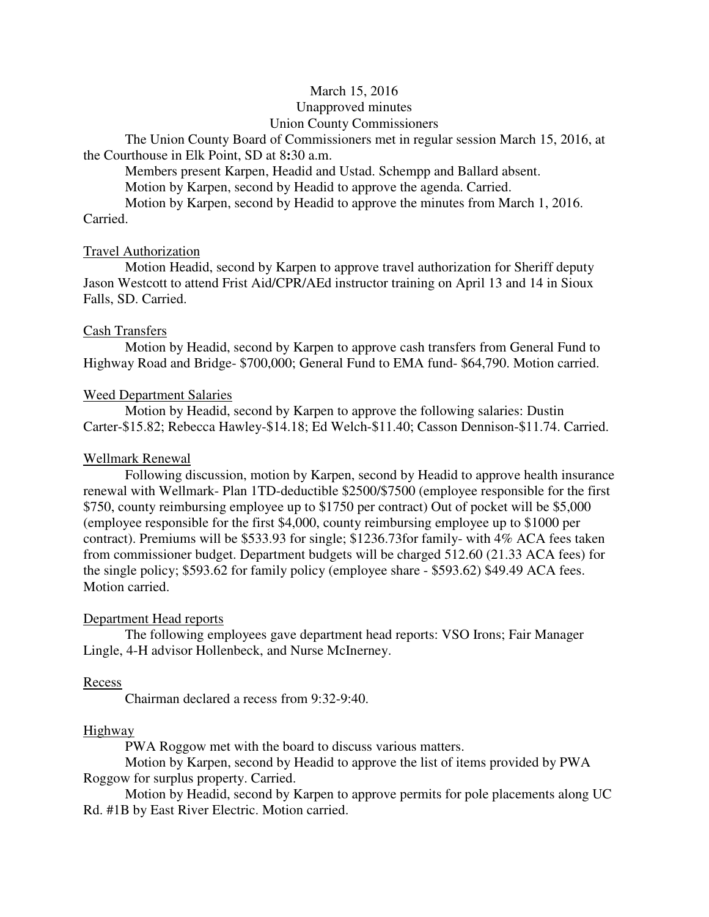March 15, 2016
Unapproved minutes
Union County Commissioners

The Union County Board of Commissioners met in regular session March 15, 2016, at the Courthouse in Elk Point, SD at 8:30 a.m.

Members present Karpen, Headid and Ustad. Schempp and Ballard absent.

Motion by Karpen, second by Headid to approve the agenda. Carried.

Motion by Karpen, second by Headid to approve the minutes from March 1, 2016. Carried.

Travel Authorization

Motion Headid, second by Karpen to approve travel authorization for Sheriff deputy Jason Westcott to attend Frist Aid/CPR/AEd instructor training on April 13 and 14 in Sioux Falls, SD. Carried.

Cash Transfers

Motion by Headid, second by Karpen to approve cash transfers from General Fund to Highway Road and Bridge- $700,000; General Fund to EMA fund- $64,790. Motion carried.

Weed Department Salaries

Motion by Headid, second by Karpen to approve the following salaries: Dustin Carter-$15.82; Rebecca Hawley-$14.18; Ed Welch-$11.40; Casson Dennison-$11.74. Carried.

Wellmark Renewal

Following discussion, motion by Karpen, second by Headid to approve health insurance renewal with Wellmark- Plan 1TD-deductible $2500/$7500 (employee responsible for the first $750, county reimbursing employee up to $1750 per contract) Out of pocket will be $5,000 (employee responsible for the first $4,000, county reimbursing employee up to $1000 per contract). Premiums will be $533.93 for single; $1236.73for family- with 4% ACA fees taken from commissioner budget. Department budgets will be charged 512.60 (21.33 ACA fees) for the single policy; $593.62 for family policy (employee share - $593.62) $49.49 ACA fees. Motion carried.

Department Head reports

The following employees gave department head reports: VSO Irons; Fair Manager Lingle, 4-H advisor Hollenbeck, and Nurse McInerney.

Recess

Chairman declared a recess from 9:32-9:40.

Highway

PWA Roggow met with the board to discuss various matters.

Motion by Karpen, second by Headid to approve the list of items provided by PWA Roggow for surplus property. Carried.

Motion by Headid, second by Karpen to approve permits for pole placements along UC Rd. #1B by East River Electric. Motion carried.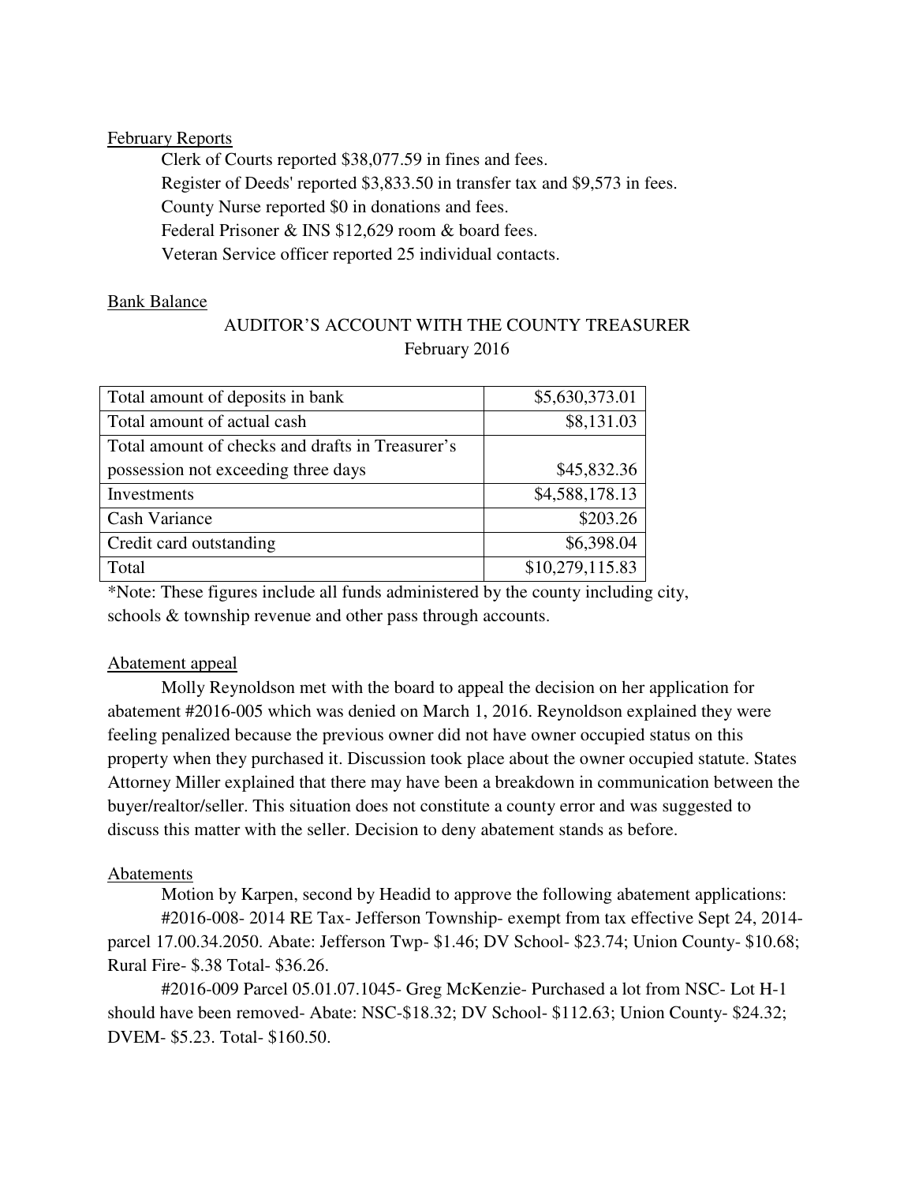February Reports

Clerk of Courts reported $38,077.59 in fines and fees.

Register of Deeds' reported $3,833.50 in transfer tax and $9,573 in fees.

County Nurse reported $0 in donations and fees.

Federal Prisoner & INS $12,629 room & board fees.

Veteran Service officer reported 25 individual contacts.

Bank Balance

AUDITOR'S ACCOUNT WITH THE COUNTY TREASURER
February 2016

| | |
|---|---|
| Total amount of deposits in bank | $5,630,373.01 |
| Total amount of actual cash | $8,131.03 |
| Total amount of checks and drafts in Treasurer's possession not exceeding three days | $45,832.36 |
| Investments | $4,588,178.13 |
| Cash Variance | $203.26 |
| Credit card outstanding | $6,398.04 |
| Total | $10,279,115.83 |

*Note: These figures include all funds administered by the county including city, schools & township revenue and other pass through accounts.

Abatement appeal

Molly Reynoldson met with the board to appeal the decision on her application for abatement #2016-005 which was denied on March 1, 2016. Reynoldson explained they were feeling penalized because the previous owner did not have owner occupied status on this property when they purchased it. Discussion took place about the owner occupied statute. States Attorney Miller explained that there may have been a breakdown in communication between the buyer/realtor/seller. This situation does not constitute a county error and was suggested to discuss this matter with the seller. Decision to deny abatement stands as before.

Abatements

Motion by Karpen, second by Headid to approve the following abatement applications:

#2016-008- 2014 RE Tax- Jefferson Township- exempt from tax effective Sept 24, 2014- parcel 17.00.34.2050. Abate: Jefferson Twp- $1.46; DV School- $23.74; Union County- $10.68; Rural Fire- $.38 Total- $36.26.

#2016-009 Parcel 05.01.07.1045- Greg McKenzie- Purchased a lot from NSC- Lot H-1 should have been removed- Abate: NSC-$18.32; DV School- $112.63; Union County- $24.32; DVEM- $5.23. Total- $160.50.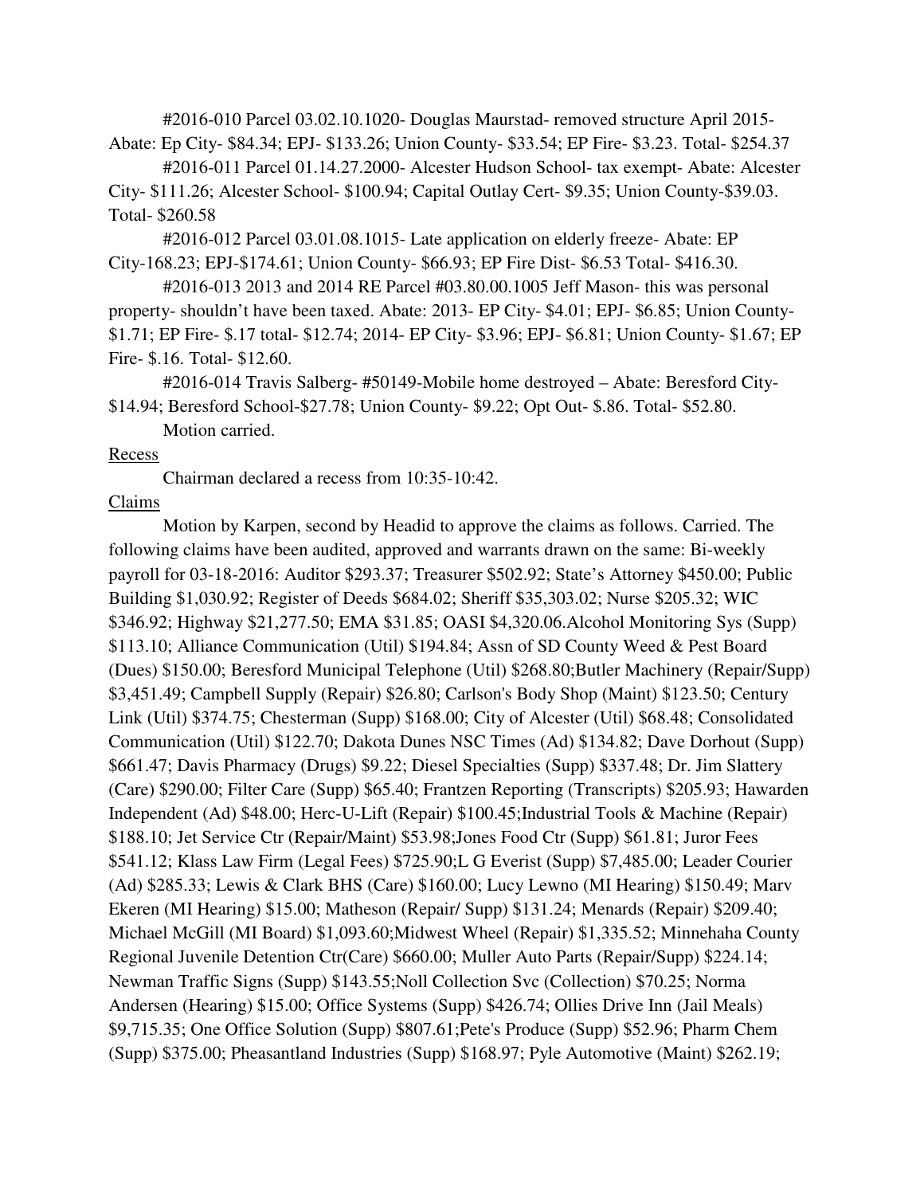#2016-010 Parcel 03.02.10.1020- Douglas Maurstad- removed structure April 2015- Abate: Ep City- $84.34; EPJ- $133.26; Union County- $33.54; EP Fire- $3.23. Total- $254.37

#2016-011 Parcel 01.14.27.2000- Alcester Hudson School- tax exempt- Abate: Alcester City- $111.26; Alcester School- $100.94; Capital Outlay Cert- $9.35; Union County-$39.03. Total- $260.58

#2016-012 Parcel 03.01.08.1015- Late application on elderly freeze- Abate: EP City-168.23; EPJ-$174.61; Union County- $66.93; EP Fire Dist- $6.53 Total- $416.30.

#2016-013 2013 and 2014 RE Parcel #03.80.00.1005 Jeff Mason- this was personal property- shouldn't have been taxed. Abate: 2013- EP City- $4.01; EPJ- $6.85; Union County- $1.71; EP Fire- $.17 total- $12.74; 2014- EP City- $3.96; EPJ- $6.81; Union County- $1.67; EP Fire- $.16. Total- $12.60.

#2016-014 Travis Salberg- #50149-Mobile home destroyed – Abate: Beresford City- $14.94; Beresford School-$27.78; Union County- $9.22; Opt Out- $.86. Total- $52.80.

Motion carried.

Recess

Chairman declared a recess from 10:35-10:42.

Claims

Motion by Karpen, second by Headid to approve the claims as follows. Carried. The following claims have been audited, approved and warrants drawn on the same: Bi-weekly payroll for 03-18-2016: Auditor $293.37; Treasurer $502.92; State's Attorney $450.00; Public Building $1,030.92; Register of Deeds $684.02; Sheriff $35,303.02; Nurse $205.32; WIC $346.92; Highway $21,277.50; EMA $31.85; OASI $4,320.06.Alcohol Monitoring Sys (Supp) $113.10; Alliance Communication (Util) $194.84; Assn of SD County Weed & Pest Board (Dues) $150.00; Beresford Municipal Telephone (Util) $268.80;Butler Machinery (Repair/Supp) $3,451.49; Campbell Supply (Repair) $26.80; Carlson's Body Shop (Maint) $123.50; Century Link (Util) $374.75; Chesterman (Supp) $168.00; City of Alcester (Util) $68.48; Consolidated Communication (Util) $122.70; Dakota Dunes NSC Times (Ad) $134.82; Dave Dorhout (Supp) $661.47; Davis Pharmacy (Drugs) $9.22; Diesel Specialties (Supp) $337.48; Dr. Jim Slattery (Care) $290.00; Filter Care (Supp) $65.40; Frantzen Reporting (Transcripts) $205.93; Hawarden Independent (Ad) $48.00; Herc-U-Lift (Repair) $100.45;Industrial Tools & Machine (Repair) $188.10; Jet Service Ctr (Repair/Maint) $53.98;Jones Food Ctr (Supp) $61.81; Juror Fees $541.12; Klass Law Firm (Legal Fees) $725.90;L G Everist (Supp) $7,485.00; Leader Courier (Ad) $285.33; Lewis & Clark BHS (Care) $160.00; Lucy Lewno (MI Hearing) $150.49; Marv Ekeren (MI Hearing) $15.00; Matheson (Repair/ Supp) $131.24; Menards (Repair) $209.40; Michael McGill (MI Board) $1,093.60;Midwest Wheel (Repair) $1,335.52; Minnehaha County Regional Juvenile Detention Ctr(Care) $660.00; Muller Auto Parts (Repair/Supp) $224.14; Newman Traffic Signs (Supp) $143.55;Noll Collection Svc (Collection) $70.25; Norma Andersen (Hearing) $15.00; Office Systems (Supp) $426.74; Ollies Drive Inn (Jail Meals) $9,715.35; One Office Solution (Supp) $807.61;Pete's Produce (Supp) $52.96; Pharm Chem (Supp) $375.00; Pheasantland Industries (Supp) $168.97; Pyle Automotive (Maint) $262.19;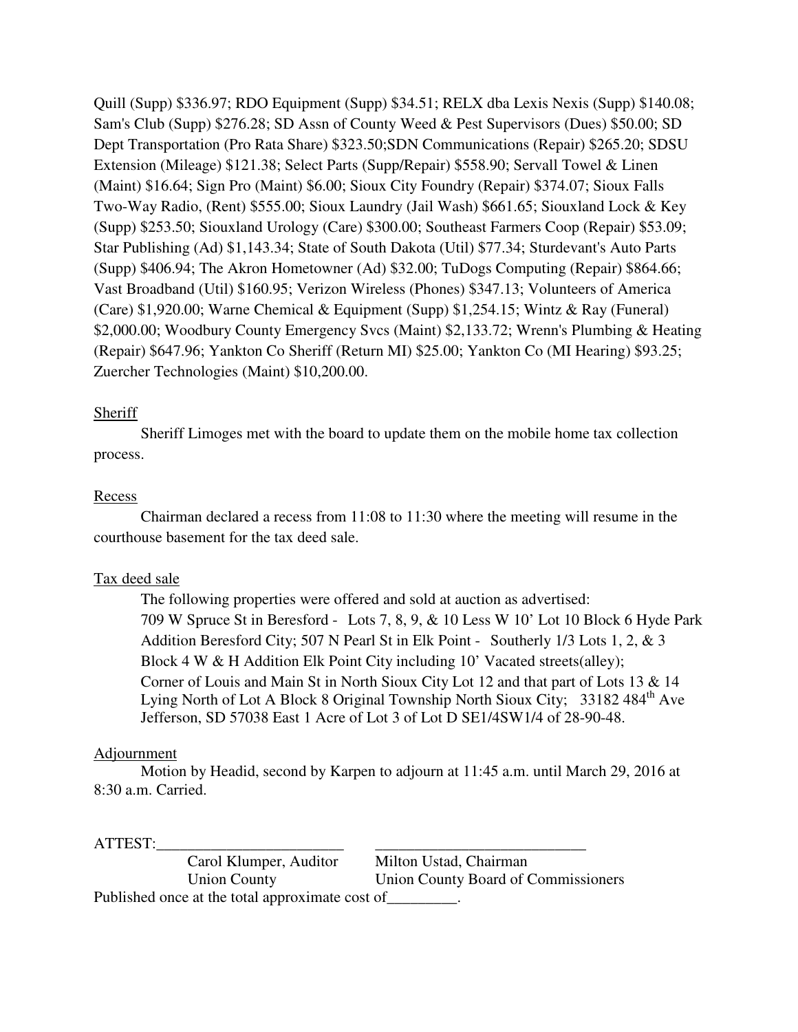Quill (Supp) $336.97; RDO Equipment (Supp) $34.51; RELX dba Lexis Nexis (Supp) $140.08; Sam's Club (Supp) $276.28; SD Assn of County Weed & Pest Supervisors (Dues) $50.00; SD Dept Transportation (Pro Rata Share) $323.50;SDN Communications (Repair) $265.20; SDSU Extension (Mileage) $121.38; Select Parts (Supp/Repair) $558.90; Servall Towel & Linen (Maint) $16.64; Sign Pro (Maint) $6.00; Sioux City Foundry (Repair) $374.07; Sioux Falls Two-Way Radio, (Rent) $555.00; Sioux Laundry (Jail Wash) $661.65; Siouxland Lock & Key (Supp) $253.50; Siouxland Urology (Care) $300.00; Southeast Farmers Coop (Repair) $53.09; Star Publishing (Ad) $1,143.34; State of South Dakota (Util) $77.34; Sturdevant's Auto Parts (Supp) $406.94; The Akron Hometowner (Ad) $32.00; TuDogs Computing (Repair) $864.66; Vast Broadband (Util) $160.95; Verizon Wireless (Phones) $347.13; Volunteers of America (Care) $1,920.00; Warne Chemical & Equipment (Supp) $1,254.15; Wintz & Ray (Funeral) $2,000.00; Woodbury County Emergency Svcs (Maint) $2,133.72; Wrenn's Plumbing & Heating (Repair) $647.96; Yankton Co Sheriff (Return MI) $25.00; Yankton Co (MI Hearing) $93.25; Zuercher Technologies (Maint) $10,200.00.

Sheriff

Sheriff Limoges met with the board to update them on the mobile home tax collection process.

Recess

Chairman declared a recess from 11:08 to 11:30 where the meeting will resume in the courthouse basement for the tax deed sale.

Tax deed sale

The following properties were offered and sold at auction as advertised:
709 W Spruce St in Beresford - Lots 7, 8, 9, & 10 Less W 10' Lot 10 Block 6 Hyde Park Addition Beresford City; 507 N Pearl St in Elk Point - Southerly 1/3 Lots 1, 2, & 3 Block 4 W & H Addition Elk Point City including 10' Vacated streets(alley); Corner of Louis and Main St in North Sioux City Lot 12 and that part of Lots 13 & 14 Lying North of Lot A Block 8 Original Township North Sioux City; 33182 484th Ave Jefferson, SD 57038 East 1 Acre of Lot 3 of Lot D SE1/4SW1/4 of 28-90-48.

Adjournment

Motion by Headid, second by Karpen to adjourn at 11:45 a.m. until March 29, 2016 at 8:30 a.m. Carried.

ATTEST:________________________ ___________________________

Carol Klumper, Auditor Milton Ustad, Chairman
Union County Union County Board of Commissioners

Published once at the total approximate cost of_________.